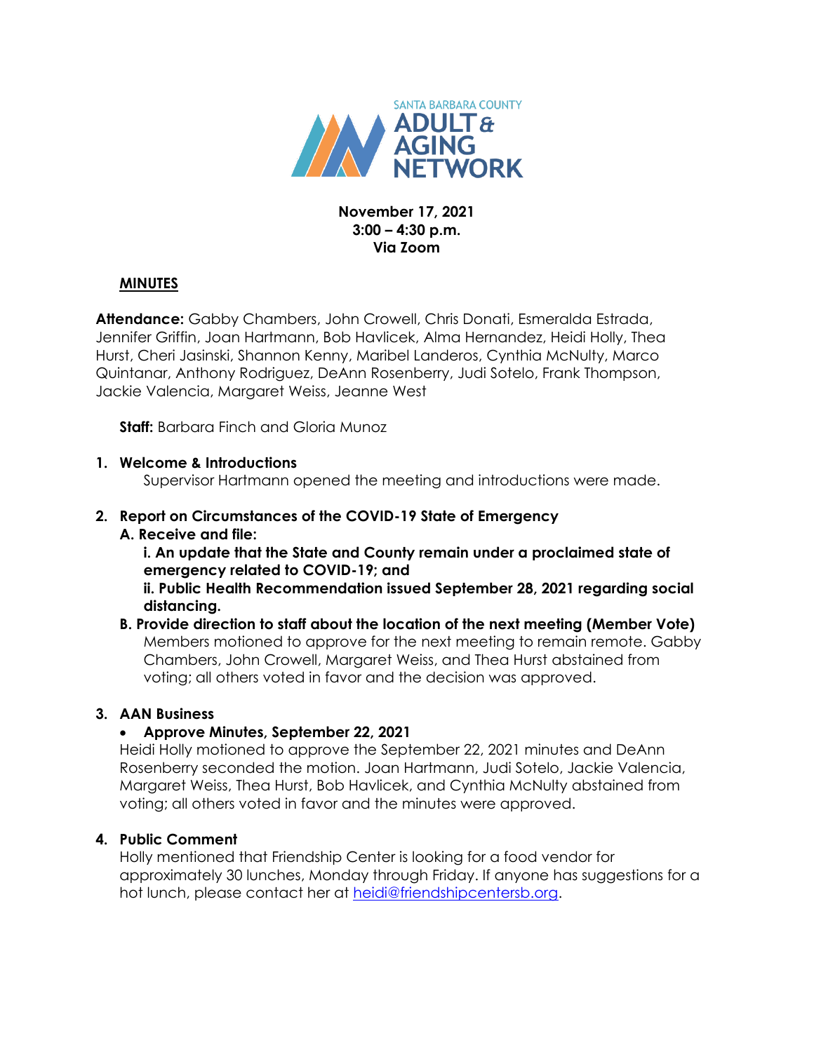SANTA BARBARA COUNTY
ADULT & AGING NETWORK

**November 17, 2021**
**3:00 – 4:30 p.m.**
**Via Zoom**

## MINUTES

**Attendance:** Gabby Chambers, John Crowell, Chris Donati, Esmeralda Estrada, Jennifer Griffin, Joan Hartmann, Bob Havlicek, Alma Hernandez, Heidi Holly, Thea Hurst, Cheri Jasinski, Shannon Kenny, Maribel Landeros, Cynthia McNulty, Marco Quintanar, Anthony Rodriguez, DeAnn Rosenberry, Judi Sotelo, Frank Thompson, Jackie Valencia, Margaret Weiss, Jeanne West

**Staff:** Barbara Finch and Gloria Munoz

1. **Welcome & Introductions**
   Supervisor Hartmann opened the meeting and introductions were made.

2. **Report on Circumstances of the COVID-19 State of Emergency**
   **A. Receive and file:**
   **i. An update that the State and County remain under a proclaimed state of emergency related to COVID-19; and**
   **ii. Public Health Recommendation issued September 28, 2021 regarding social distancing.**
   **B. Provide direction to staff about the location of the next meeting (Member Vote)**
   Members motioned to approve for the next meeting to remain remote. Gabby Chambers, John Crowell, Margaret Weiss, and Thea Hurst abstained from voting; all others voted in favor and the decision was approved.

3. **AAN Business**
   - **Approve Minutes, September 22, 2021**

   Heidi Holly motioned to approve the September 22, 2021 minutes and DeAnn Rosenberry seconded the motion. Joan Hartmann, Judi Sotelo, Jackie Valencia, Margaret Weiss, Thea Hurst, Bob Havlicek, and Cynthia McNulty abstained from voting; all others voted in favor and the minutes were approved.

4. **Public Comment**
   Holly mentioned that Friendship Center is looking for a food vendor for approximately 30 lunches, Monday through Friday. If anyone has suggestions for a hot lunch, please contact her at heidi@friendshipcentersb.org.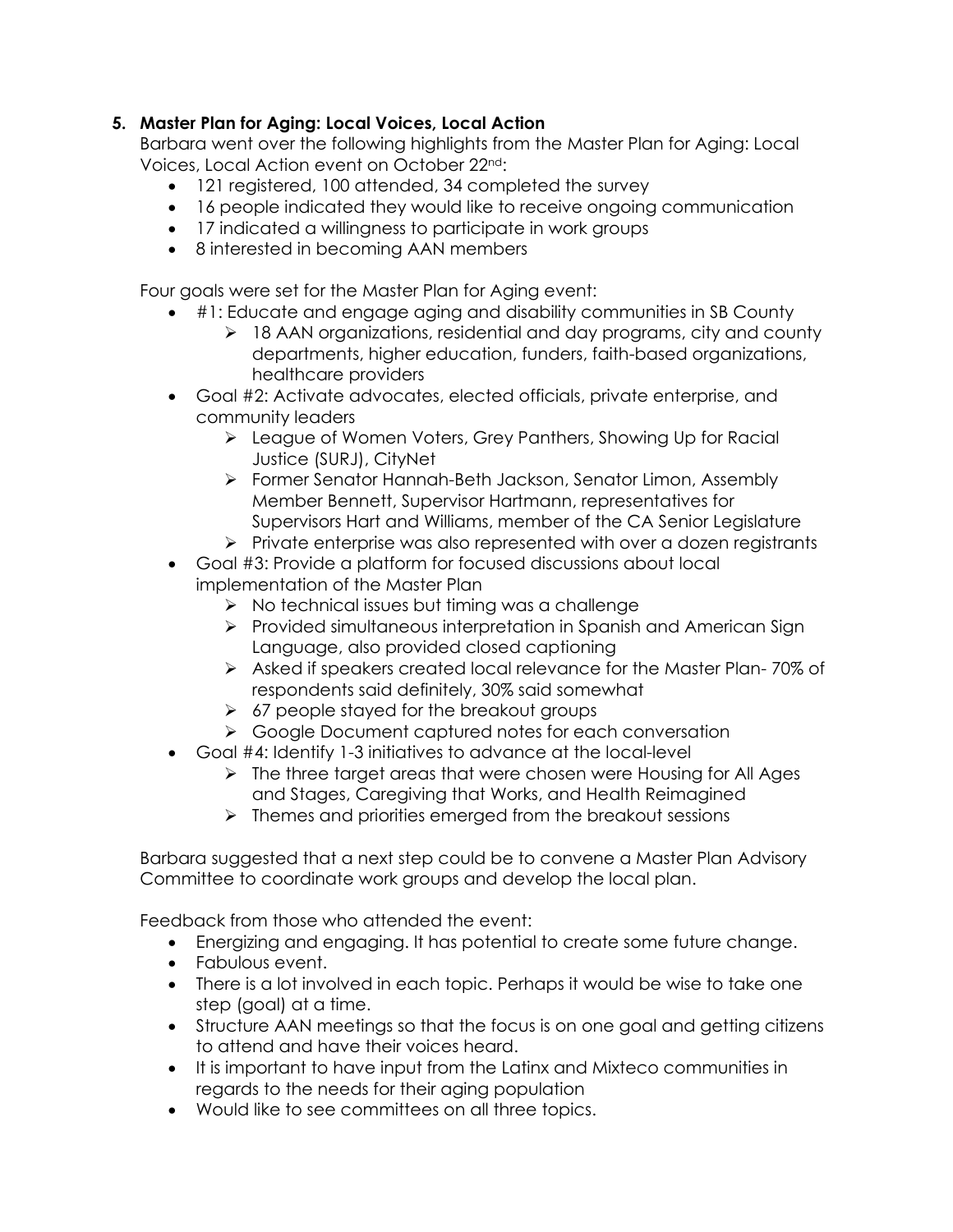### 5. Master Plan for Aging: Local Voices, Local Action

Barbara went over the following highlights from the Master Plan for Aging: Local Voices, Local Action event on October 22nd:

- 121 registered, 100 attended, 34 completed the survey
- 16 people indicated they would like to receive ongoing communication
- 17 indicated a willingness to participate in work groups
- 8 interested in becoming AAN members

Four goals were set for the Master Plan for Aging event:

- #1: Educate and engage aging and disability communities in SB County
  - 18 AAN organizations, residential and day programs, city and county departments, higher education, funders, faith-based organizations, healthcare providers
- Goal #2: Activate advocates, elected officials, private enterprise, and community leaders
  - League of Women Voters, Grey Panthers, Showing Up for Racial Justice (SURJ), CityNet
  - Former Senator Hannah-Beth Jackson, Senator Limon, Assembly Member Bennett, Supervisor Hartmann, representatives for Supervisors Hart and Williams, member of the CA Senior Legislature
  - Private enterprise was also represented with over a dozen registrants
- Goal #3: Provide a platform for focused discussions about local implementation of the Master Plan
  - No technical issues but timing was a challenge
  - Provided simultaneous interpretation in Spanish and American Sign Language, also provided closed captioning
  - Asked if speakers created local relevance for the Master Plan- 70% of respondents said definitely, 30% said somewhat
  - 67 people stayed for the breakout groups
  - Google Document captured notes for each conversation
- Goal #4: Identify 1-3 initiatives to advance at the local-level
  - The three target areas that were chosen were Housing for All Ages and Stages, Caregiving that Works, and Health Reimagined
  - Themes and priorities emerged from the breakout sessions

Barbara suggested that a next step could be to convene a Master Plan Advisory Committee to coordinate work groups and develop the local plan.

Feedback from those who attended the event:

- Energizing and engaging. It has potential to create some future change.
- Fabulous event.
- There is a lot involved in each topic. Perhaps it would be wise to take one step (goal) at a time.
- Structure AAN meetings so that the focus is on one goal and getting citizens to attend and have their voices heard.
- It is important to have input from the Latinx and Mixteco communities in regards to the needs for their aging population
- Would like to see committees on all three topics.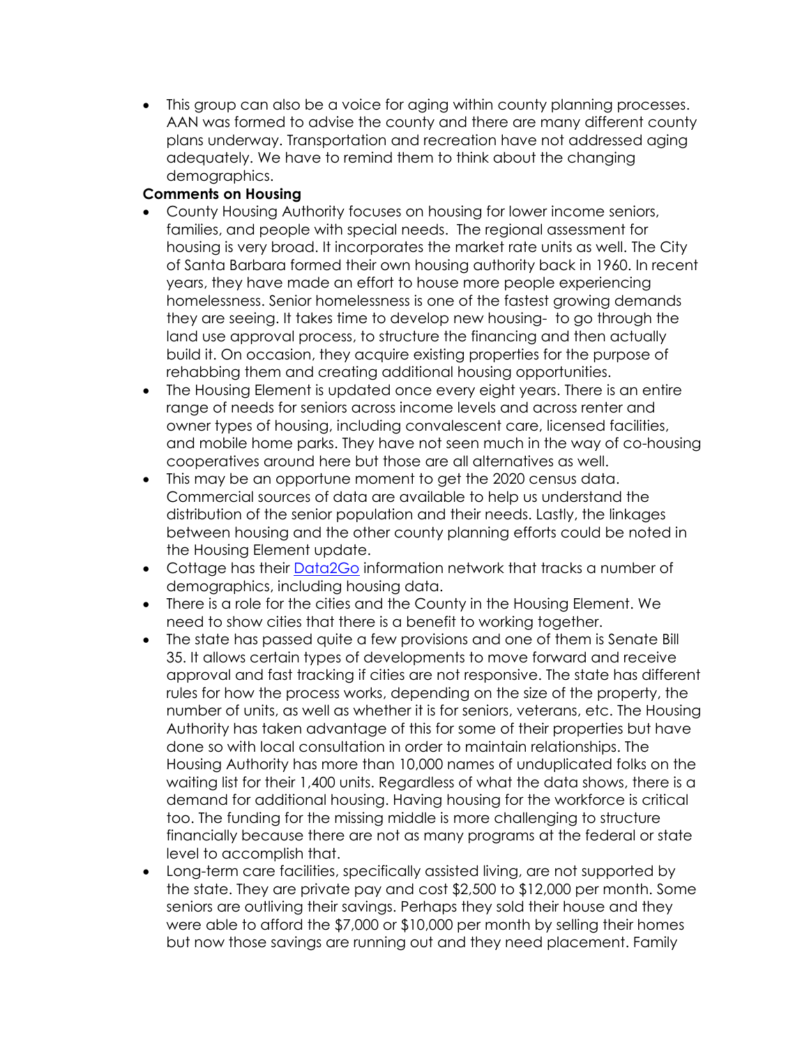- This group can also be a voice for aging within county planning processes. AAN was formed to advise the county and there are many different county plans underway. Transportation and recreation have not addressed aging adequately. We have to remind them to think about the changing demographics.

**Comments on Housing**

- County Housing Authority focuses on housing for lower income seniors, families, and people with special needs. The regional assessment for housing is very broad. It incorporates the market rate units as well. The City of Santa Barbara formed their own housing authority back in 1960. In recent years, they have made an effort to house more people experiencing homelessness. Senior homelessness is one of the fastest growing demands they are seeing. It takes time to develop new housing- to go through the land use approval process, to structure the financing and then actually build it. On occasion, they acquire existing properties for the purpose of rehabbing them and creating additional housing opportunities.
- The Housing Element is updated once every eight years. There is an entire range of needs for seniors across income levels and across renter and owner types of housing, including convalescent care, licensed facilities, and mobile home parks. They have not seen much in the way of co-housing cooperatives around here but those are all alternatives as well.
- This may be an opportune moment to get the 2020 census data. Commercial sources of data are available to help us understand the distribution of the senior population and their needs. Lastly, the linkages between housing and the other county planning efforts could be noted in the Housing Element update.
- Cottage has their [Data2Go](Data2Go) information network that tracks a number of demographics, including housing data.
- There is a role for the cities and the County in the Housing Element. We need to show cities that there is a benefit to working together.
- The state has passed quite a few provisions and one of them is Senate Bill 35. It allows certain types of developments to move forward and receive approval and fast tracking if cities are not responsive. The state has different rules for how the process works, depending on the size of the property, the number of units, as well as whether it is for seniors, veterans, etc. The Housing Authority has taken advantage of this for some of their properties but have done so with local consultation in order to maintain relationships. The Housing Authority has more than 10,000 names of unduplicated folks on the waiting list for their 1,400 units. Regardless of what the data shows, there is a demand for additional housing. Having housing for the workforce is critical too. The funding for the missing middle is more challenging to structure financially because there are not as many programs at the federal or state level to accomplish that.
- Long-term care facilities, specifically assisted living, are not supported by the state. They are private pay and cost $2,500 to $12,000 per month. Some seniors are outliving their savings. Perhaps they sold their house and they were able to afford the $7,000 or $10,000 per month by selling their homes but now those savings are running out and they need placement. Family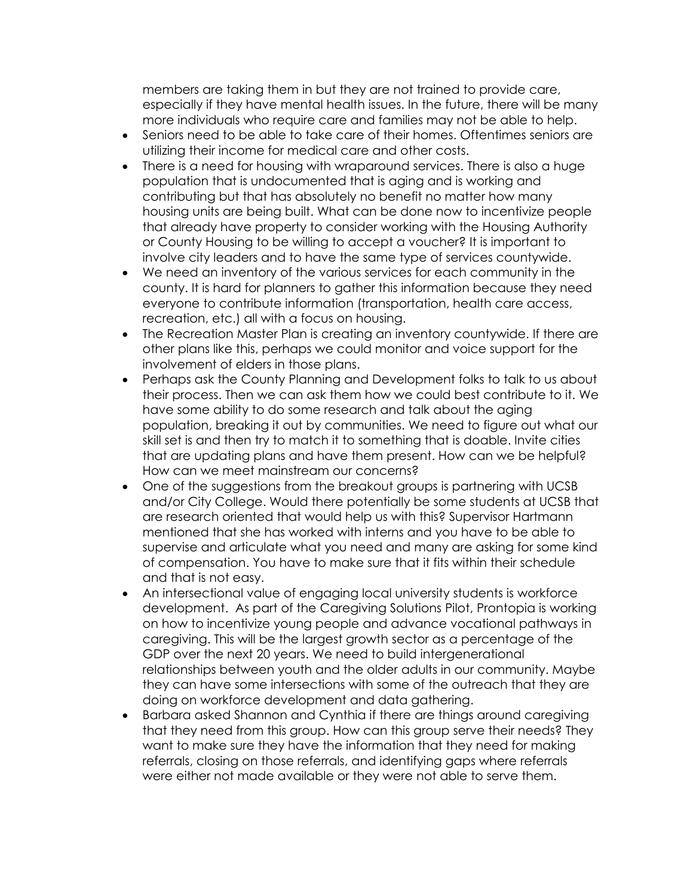members are taking them in but they are not trained to provide care, especially if they have mental health issues. In the future, there will be many more individuals who require care and families may not be able to help.

- Seniors need to be able to take care of their homes. Oftentimes seniors are utilizing their income for medical care and other costs.
- There is a need for housing with wraparound services. There is also a huge population that is undocumented that is aging and is working and contributing but that has absolutely no benefit no matter how many housing units are being built. What can be done now to incentivize people that already have property to consider working with the Housing Authority or County Housing to be willing to accept a voucher? It is important to involve city leaders and to have the same type of services countywide.
- We need an inventory of the various services for each community in the county. It is hard for planners to gather this information because they need everyone to contribute information (transportation, health care access, recreation, etc.) all with a focus on housing.
- The Recreation Master Plan is creating an inventory countywide. If there are other plans like this, perhaps we could monitor and voice support for the involvement of elders in those plans.
- Perhaps ask the County Planning and Development folks to talk to us about their process. Then we can ask them how we could best contribute to it. We have some ability to do some research and talk about the aging population, breaking it out by communities. We need to figure out what our skill set is and then try to match it to something that is doable. Invite cities that are updating plans and have them present. How can we be helpful? How can we meet mainstream our concerns?
- One of the suggestions from the breakout groups is partnering with UCSB and/or City College. Would there potentially be some students at UCSB that are research oriented that would help us with this? Supervisor Hartmann mentioned that she has worked with interns and you have to be able to supervise and articulate what you need and many are asking for some kind of compensation. You have to make sure that it fits within their schedule and that is not easy.
- An intersectional value of engaging local university students is workforce development. As part of the Caregiving Solutions Pilot, Prontopia is working on how to incentivize young people and advance vocational pathways in caregiving. This will be the largest growth sector as a percentage of the GDP over the next 20 years. We need to build intergenerational relationships between youth and the older adults in our community. Maybe they can have some intersections with some of the outreach that they are doing on workforce development and data gathering.
- Barbara asked Shannon and Cynthia if there are things around caregiving that they need from this group. How can this group serve their needs? They want to make sure they have the information that they need for making referrals, closing on those referrals, and identifying gaps where referrals were either not made available or they were not able to serve them.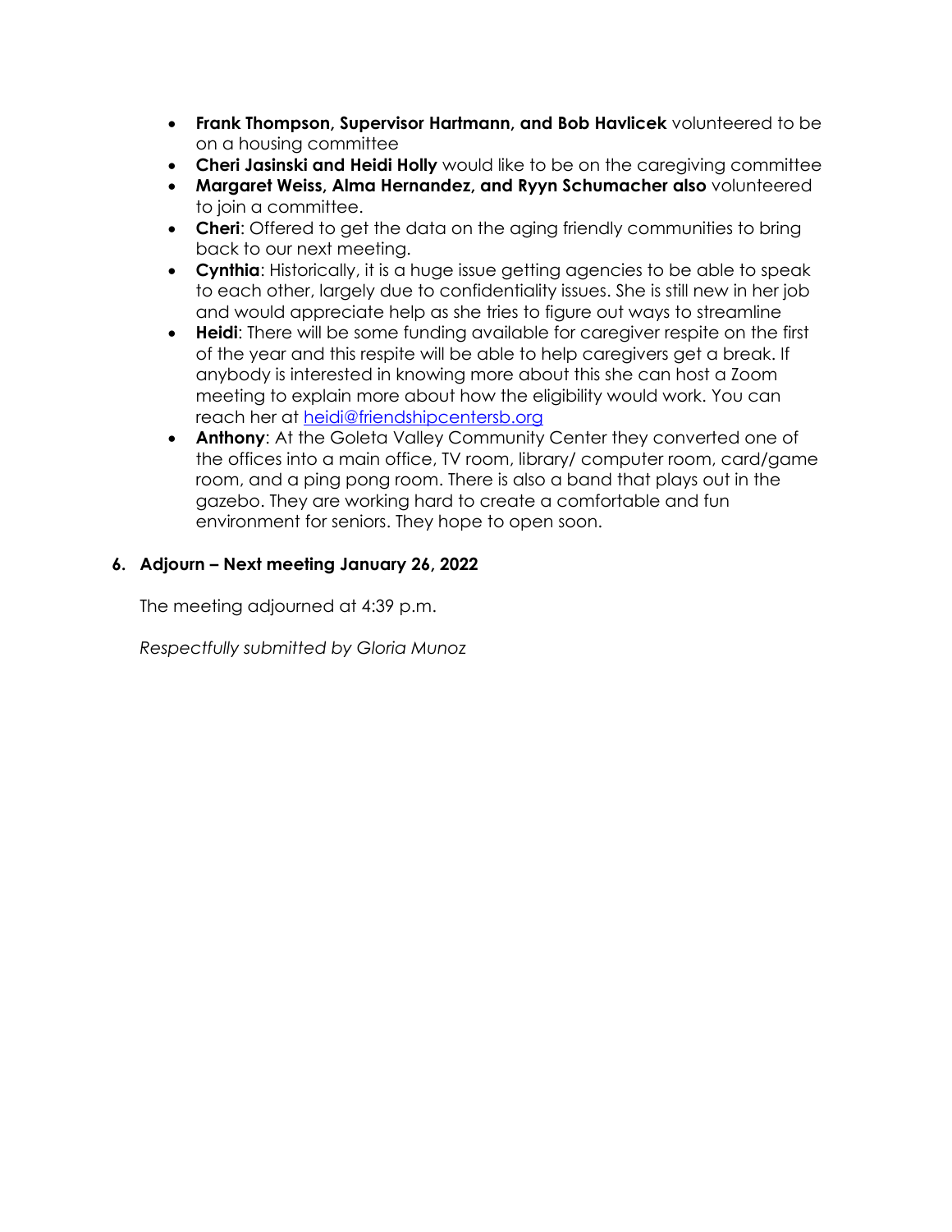- **Frank Thompson, Supervisor Hartmann, and Bob Havlicek** volunteered to be on a housing committee
- **Cheri Jasinski and Heidi Holly** would like to be on the caregiving committee
- **Margaret Weiss, Alma Hernandez, and Ryyn Schumacher also** volunteered to join a committee.
- **Cheri**: Offered to get the data on the aging friendly communities to bring back to our next meeting.
- **Cynthia**: Historically, it is a huge issue getting agencies to be able to speak to each other, largely due to confidentiality issues. She is still new in her job and would appreciate help as she tries to figure out ways to streamline
- **Heidi**: There will be some funding available for caregiver respite on the first of the year and this respite will be able to help caregivers get a break. If anybody is interested in knowing more about this she can host a Zoom meeting to explain more about how the eligibility would work. You can reach her at heidi@friendshipcentersb.org
- **Anthony**: At the Goleta Valley Community Center they converted one of the offices into a main office, TV room, library/ computer room, card/game room, and a ping pong room. There is also a band that plays out in the gazebo. They are working hard to create a comfortable and fun environment for seniors. They hope to open soon.

**6. Adjourn – Next meeting January 26, 2022**

The meeting adjourned at 4:39 p.m.

*Respectfully submitted by Gloria Munoz*